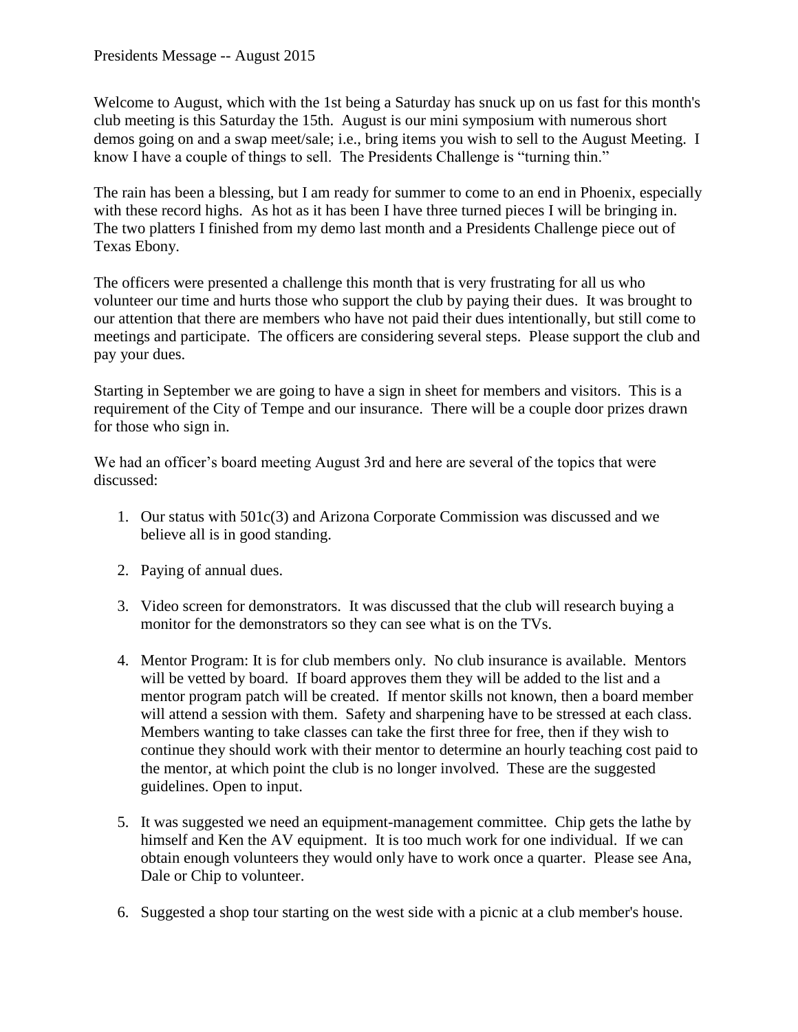Presidents Message -- August 2015

Welcome to August, which with the 1st being a Saturday has snuck up on us fast for this month's club meeting is this Saturday the 15th. August is our mini symposium with numerous short demos going on and a swap meet/sale; i.e., bring items you wish to sell to the August Meeting. I know I have a couple of things to sell. The Presidents Challenge is "turning thin."

The rain has been a blessing, but I am ready for summer to come to an end in Phoenix, especially with these record highs. As hot as it has been I have three turned pieces I will be bringing in. The two platters I finished from my demo last month and a Presidents Challenge piece out of Texas Ebony.

The officers were presented a challenge this month that is very frustrating for all us who volunteer our time and hurts those who support the club by paying their dues. It was brought to our attention that there are members who have not paid their dues intentionally, but still come to meetings and participate. The officers are considering several steps. Please support the club and pay your dues.

Starting in September we are going to have a sign in sheet for members and visitors. This is a requirement of the City of Tempe and our insurance. There will be a couple door prizes drawn for those who sign in.

We had an officer's board meeting August 3rd and here are several of the topics that were discussed:

1. Our status with 501c(3) and Arizona Corporate Commission was discussed and we believe all is in good standing.

2. Paying of annual dues.

3. Video screen for demonstrators. It was discussed that the club will research buying a monitor for the demonstrators so they can see what is on the TVs.

4. Mentor Program: It is for club members only. No club insurance is available. Mentors will be vetted by board. If board approves them they will be added to the list and a mentor program patch will be created. If mentor skills not known, then a board member will attend a session with them. Safety and sharpening have to be stressed at each class. Members wanting to take classes can take the first three for free, then if they wish to continue they should work with their mentor to determine an hourly teaching cost paid to the mentor, at which point the club is no longer involved. These are the suggested guidelines. Open to input.

5. It was suggested we need an equipment-management committee. Chip gets the lathe by himself and Ken the AV equipment. It is too much work for one individual. If we can obtain enough volunteers they would only have to work once a quarter. Please see Ana, Dale or Chip to volunteer.

6. Suggested a shop tour starting on the west side with a picnic at a club member's house.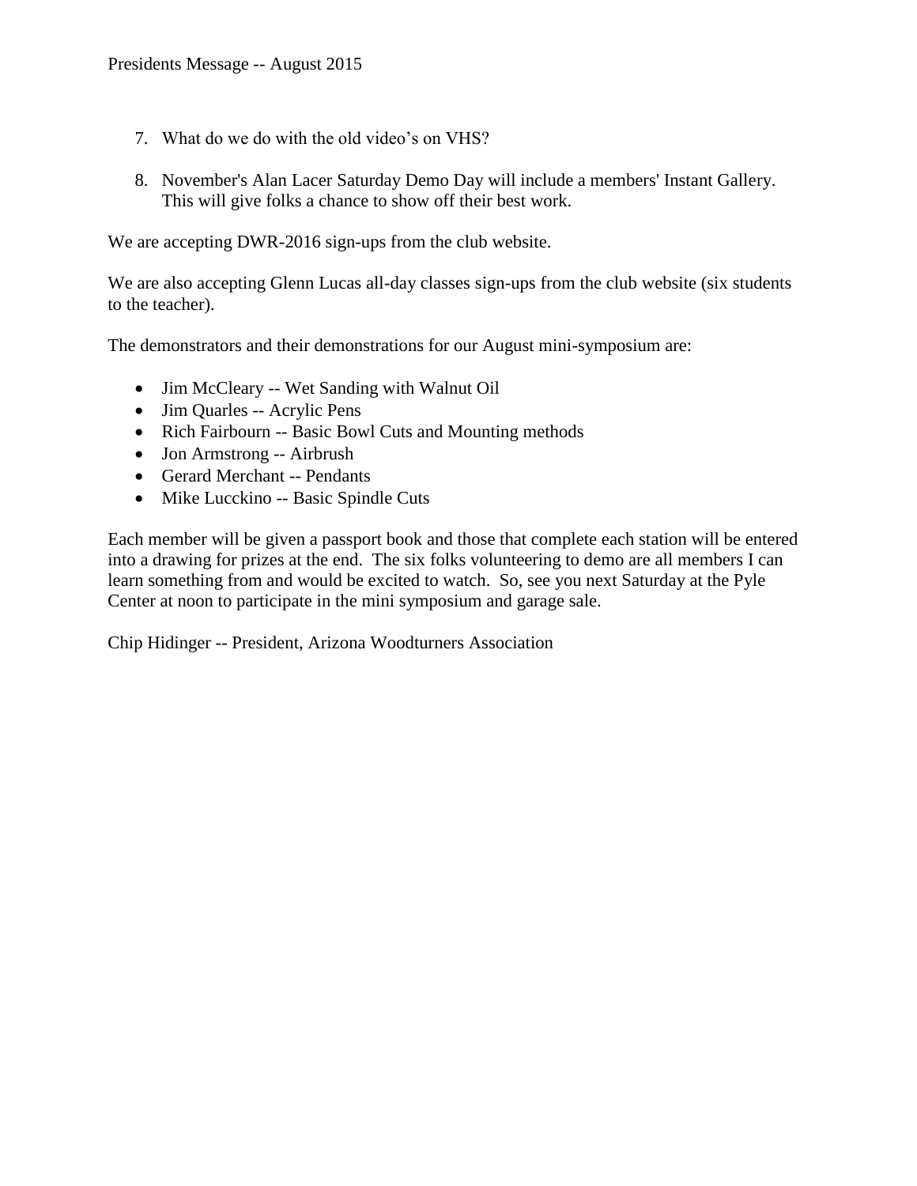7. What do we do with the old video’s on VHS?

8. November's Alan Lacer Saturday Demo Day will include a members' Instant Gallery. This will give folks a chance to show off their best work.

We are accepting DWR-2016 sign-ups from the club website.

We are also accepting Glenn Lucas all-day classes sign-ups from the club website (six students to the teacher).

The demonstrators and their demonstrations for our August mini-symposium are:

- Jim McCleary -- Wet Sanding with Walnut Oil
- Jim Quarles -- Acrylic Pens
- Rich Fairbourn -- Basic Bowl Cuts and Mounting methods
- Jon Armstrong -- Airbrush
- Gerard Merchant -- Pendants
- Mike Luckkino -- Basic Spindle Cuts

Each member will be given a passport book and those that complete each station will be entered into a drawing for prizes at the end. The six folks volunteering to demo are all members I can learn something from and would be excited to watch. So, see you next Saturday at the Pyle Center at noon to participate in the mini symposium and garage sale.

Chip Hidinger -- President, Arizona Woodturners Association